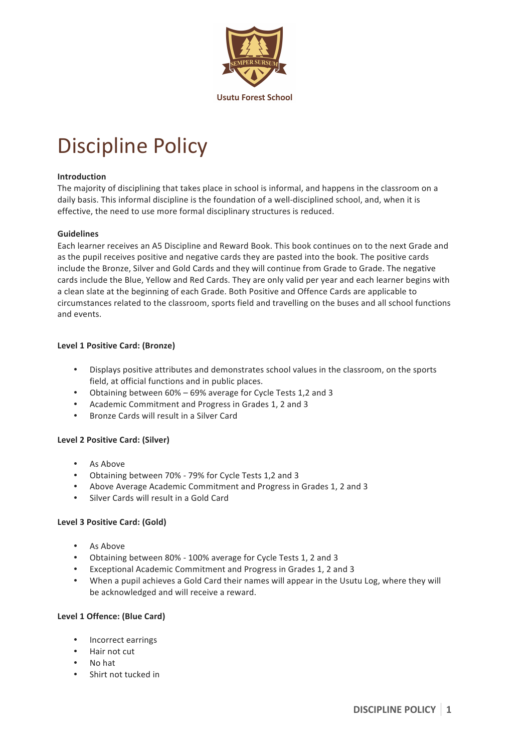Usutu Forest School

# Discipline Policy

**Introduction**

The majority of disciplining that takes place in school is informal, and happens in the classroom on a daily basis. This informal discipline is the foundation of a well-disciplined school, and, when it is effective, the need to use more formal disciplinary structures is reduced.

**Guidelines**

Each learner receives an A5 Discipline and Reward Book. This book continues on to the next Grade and as the pupil receives positive and negative cards they are pasted into the book. The positive cards include the Bronze, Silver and Gold Cards and they will continue from Grade to Grade. The negative cards include the Blue, Yellow and Red Cards. They are only valid per year and each learner begins with a clean slate at the beginning of each Grade. Both Positive and Offence Cards are applicable to circumstances related to the classroom, sports field and travelling on the buses and all school functions and events.

**Level 1 Positive Card: (Bronze)**

- Displays positive attributes and demonstrates school values in the classroom, on the sports field, at official functions and in public places.
- Obtaining between 60% – 69% average for Cycle Tests 1,2 and 3
- Academic Commitment and Progress in Grades 1, 2 and 3
- Bronze Cards will result in a Silver Card

**Level 2 Positive Card: (Silver)**

- As Above
- Obtaining between 70% - 79% for Cycle Tests 1,2 and 3
- Above Average Academic Commitment and Progress in Grades 1, 2 and 3
- Silver Cards will result in a Gold Card

**Level 3 Positive Card: (Gold)**

- As Above
- Obtaining between 80% - 100% average for Cycle Tests 1, 2 and 3
- Exceptional Academic Commitment and Progress in Grades 1, 2 and 3
- When a pupil achieves a Gold Card their names will appear in the Usutu Log, where they will be acknowledged and will receive a reward.

**Level 1 Offence: (Blue Card)**

- Incorrect earrings
- Hair not cut
- No hat
- Shirt not tucked in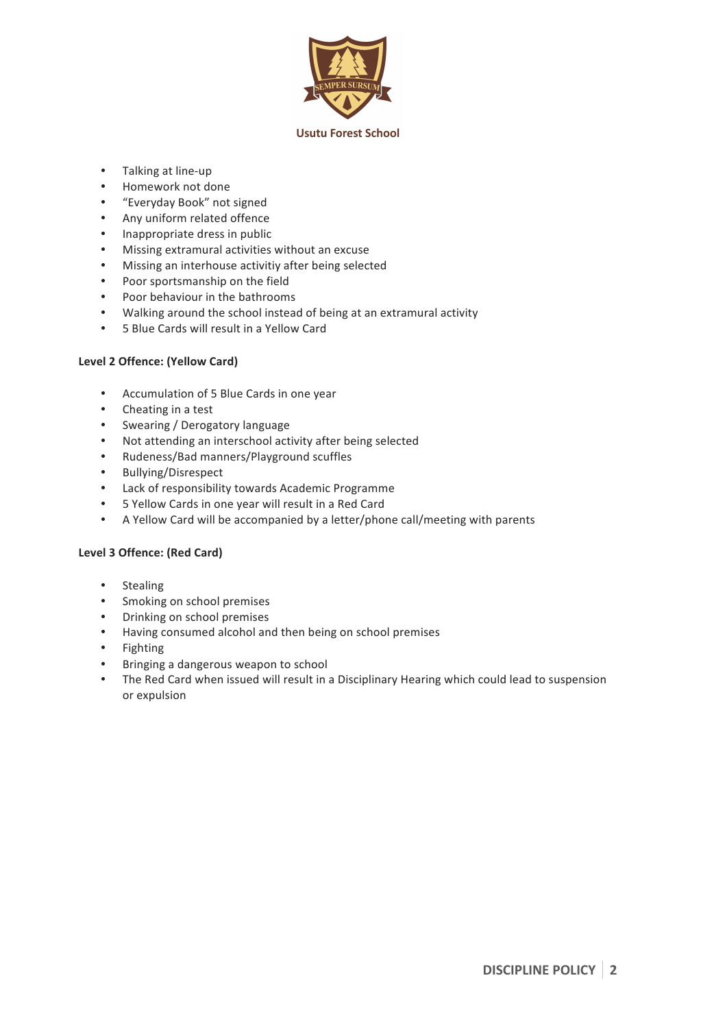Usutu Forest School

- Talking at line-up
- Homework not done
- "Everyday Book" not signed
- Any uniform related offence
- Inappropriate dress in public
- Missing extramural activities without an excuse
- Missing an interhouse activitiy after being selected
- Poor sportsmanship on the field
- Poor behaviour in the bathrooms
- Walking around the school instead of being at an extramural activity
- 5 Blue Cards will result in a Yellow Card

**Level 2 Offence: (Yellow Card)**

- Accumulation of 5 Blue Cards in one year
- Cheating in a test
- Swearing / Derogatory language
- Not attending an interschool activity after being selected
- Rudeness/Bad manners/Playground scuffles
- Bullying/Disrespect
- Lack of responsibility towards Academic Programme
- 5 Yellow Cards in one year will result in a Red Card
- A Yellow Card will be accompanied by a letter/phone call/meeting with parents

**Level 3 Offence: (Red Card)**

- Stealing
- Smoking on school premises
- Drinking on school premises
- Having consumed alcohol and then being on school premises
- Fighting
- Bringing a dangerous weapon to school
- The Red Card when issued will result in a Disciplinary Hearing which could lead to suspension or expulsion